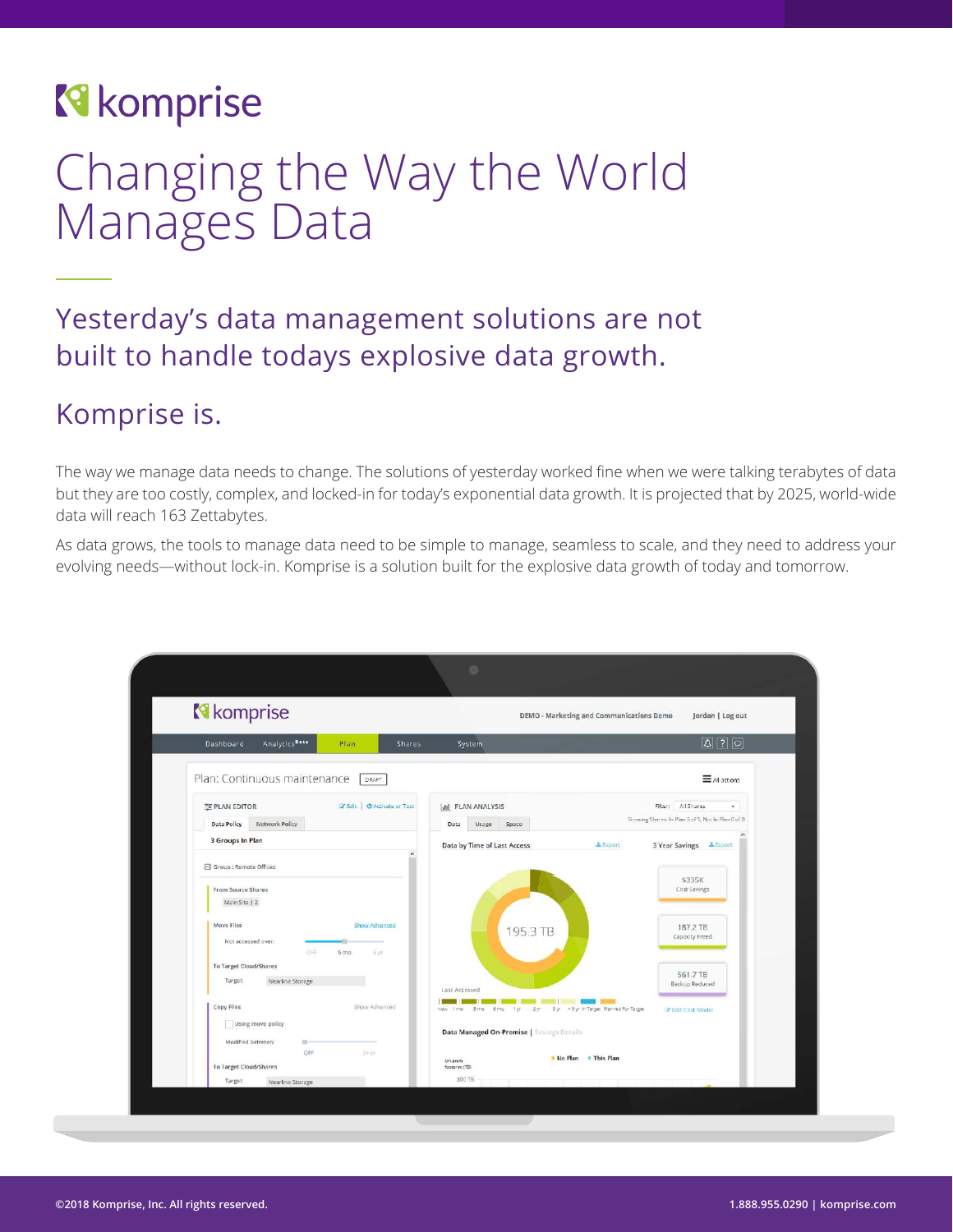# Changing the Way the World Manages Data

## Yesterday's data management solutions are not built to handle todays explosive data growth.

## Komprise is.

The way we manage data needs to change. The solutions of yesterday worked fine when we were talking terabytes of data but they are too costly, complex, and locked-in for today's exponential data growth. It is projected that by 2025, world-wide data will reach 163 Zettabytes.

As data grows, the tools to manage data need to be simple to manage, seamless to scale, and they need to address your evolving needs—without lock-in. Komprise is a solution built for the explosive data growth of today and tomorrow.

©2018 Komprise, Inc. All rights reserved.

1.888.955.0290 | komprise.com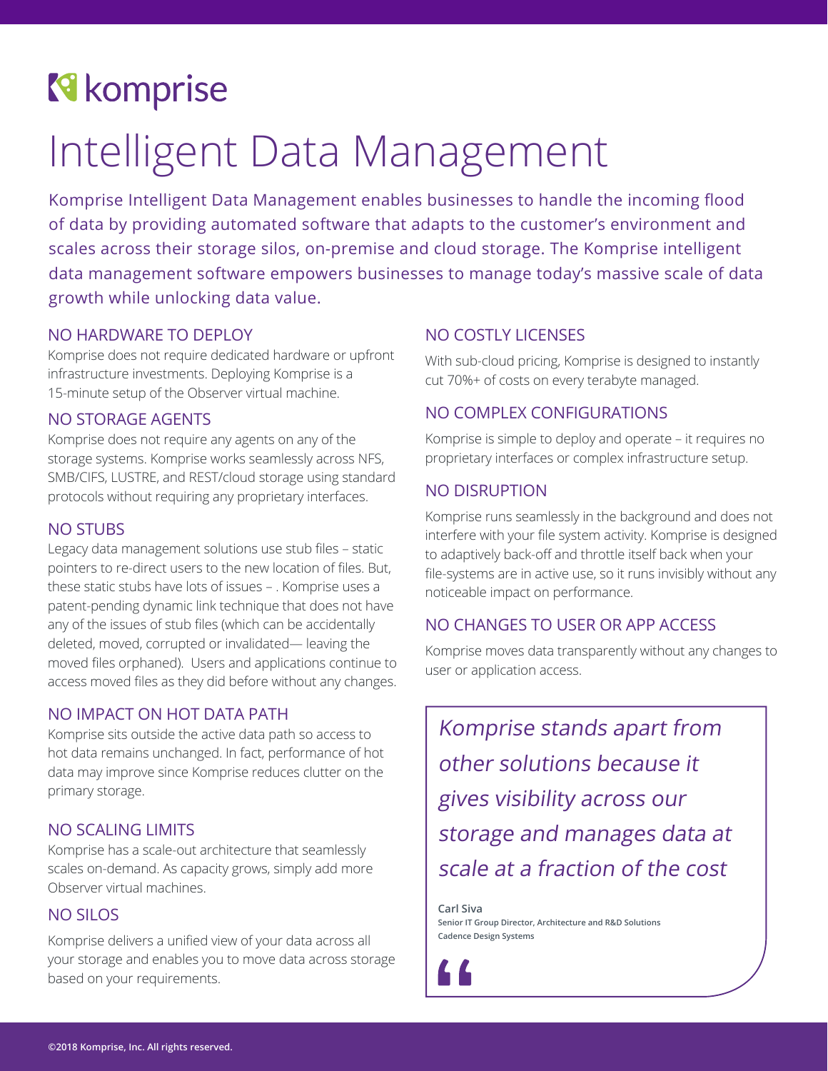komprise

# Intelligent Data Management

Komprise Intelligent Data Management enables businesses to handle the incoming flood of data by providing automated software that adapts to the customer's environment and scales across their storage silos, on-premise and cloud storage. The Komprise intelligent data management software empowers businesses to manage today's massive scale of data growth while unlocking data value.

## NO HARDWARE TO DEPLOY

Komprise does not require dedicated hardware or upfront infrastructure investments. Deploying Komprise is a 15-minute setup of the Observer virtual machine.

## NO STORAGE AGENTS

Komprise does not require any agents on any of the storage systems. Komprise works seamlessly across NFS, SMB/CIFS, LUSTRE, and REST/cloud storage using standard protocols without requiring any proprietary interfaces.

## NO STUBS

Legacy data management solutions use stub files – static pointers to re-direct users to the new location of files. But, these static stubs have lots of issues – . Komprise uses a patent-pending dynamic link technique that does not have any of the issues of stub files (which can be accidentally deleted, moved, corrupted or invalidated— leaving the moved files orphaned). Users and applications continue to access moved files as they did before without any changes.

## NO IMPACT ON HOT DATA PATH

Komprise sits outside the active data path so access to hot data remains unchanged. In fact, performance of hot data may improve since Komprise reduces clutter on the primary storage.

## NO SCALING LIMITS

Komprise has a scale-out architecture that seamlessly scales on-demand. As capacity grows, simply add more Observer virtual machines.

## NO SILOS

Komprise delivers a unified view of your data across all your storage and enables you to move data across storage based on your requirements.

## NO COSTLY LICENSES

With sub-cloud pricing, Komprise is designed to instantly cut 70%+ of costs on every terabyte managed.

## NO COMPLEX CONFIGURATIONS

Komprise is simple to deploy and operate – it requires no proprietary interfaces or complex infrastructure setup.

## NO DISRUPTION

Komprise runs seamlessly in the background and does not interfere with your file system activity. Komprise is designed to adaptively back-off and throttle itself back when your file-systems are in active use, so it runs invisibly without any noticeable impact on performance.

## NO CHANGES TO USER OR APP ACCESS

Komprise moves data transparently without any changes to user or application access.

> *Komprise stands apart from other solutions because it gives visibility across our storage and manages data at scale at a fraction of the cost*
>
> **Carl Siva**
> **Senior IT Group Director, Architecture and R&D Solutions**
> **Cadence Design Systems**

©2018 Komprise, Inc. All rights reserved.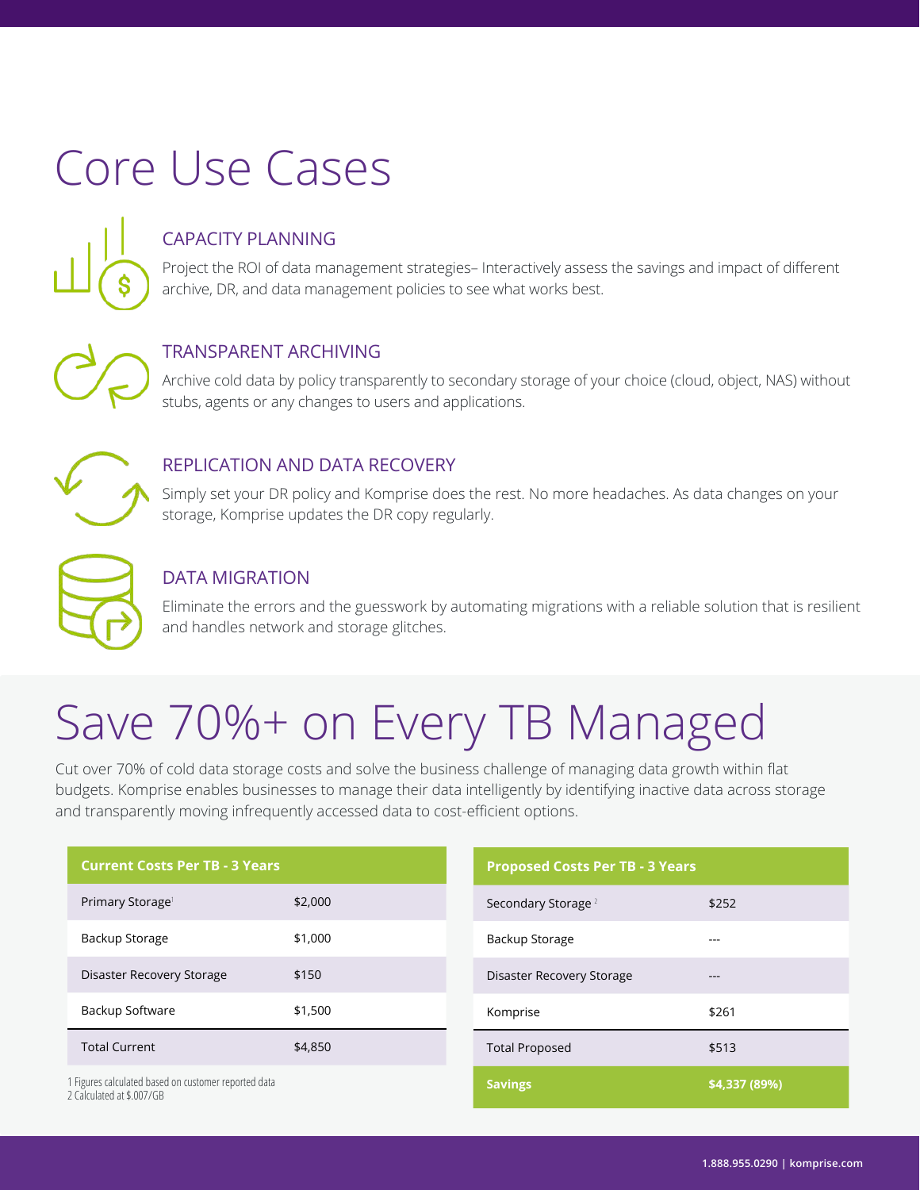# Core Use Cases

### CAPACITY PLANNING

Project the ROI of data management strategies– Interactively assess the savings and impact of different archive, DR, and data management policies to see what works best.

### TRANSPARENT ARCHIVING

Archive cold data by policy transparently to secondary storage of your choice (cloud, object, NAS) without stubs, agents or any changes to users and applications.

### REPLICATION AND DATA RECOVERY

Simply set your DR policy and Komprise does the rest. No more headaches. As data changes on your storage, Komprise updates the DR copy regularly.

### DATA MIGRATION

Eliminate the errors and the guesswork by automating migrations with a reliable solution that is resilient and handles network and storage glitches.

# Save 70%+ on Every TB Managed

Cut over 70% of cold data storage costs and solve the business challenge of managing data growth within flat budgets. Komprise enables businesses to manage their data intelligently by identifying inactive data across storage and transparently moving infrequently accessed data to cost-efficient options.

| Current Costs Per TB - 3 Years | |
|---|---|
| Primary Storage[1] | $2,000 |
| Backup Storage | $1,000 |
| Disaster Recovery Storage | $150 |
| Backup Software | $1,500 |
| Total Current | $4,850 |

1 Figures calculated based on customer reported data
2 Calculated at $.007/GB

| Proposed Costs Per TB - 3 Years | |
|---|---|
| Secondary Storage[2] | $252 |
| Backup Storage | --- |
| Disaster Recovery Storage | --- |
| Komprise | $261 |
| Total Proposed | $513 |
| **Savings** | **$4,337 (89%)** |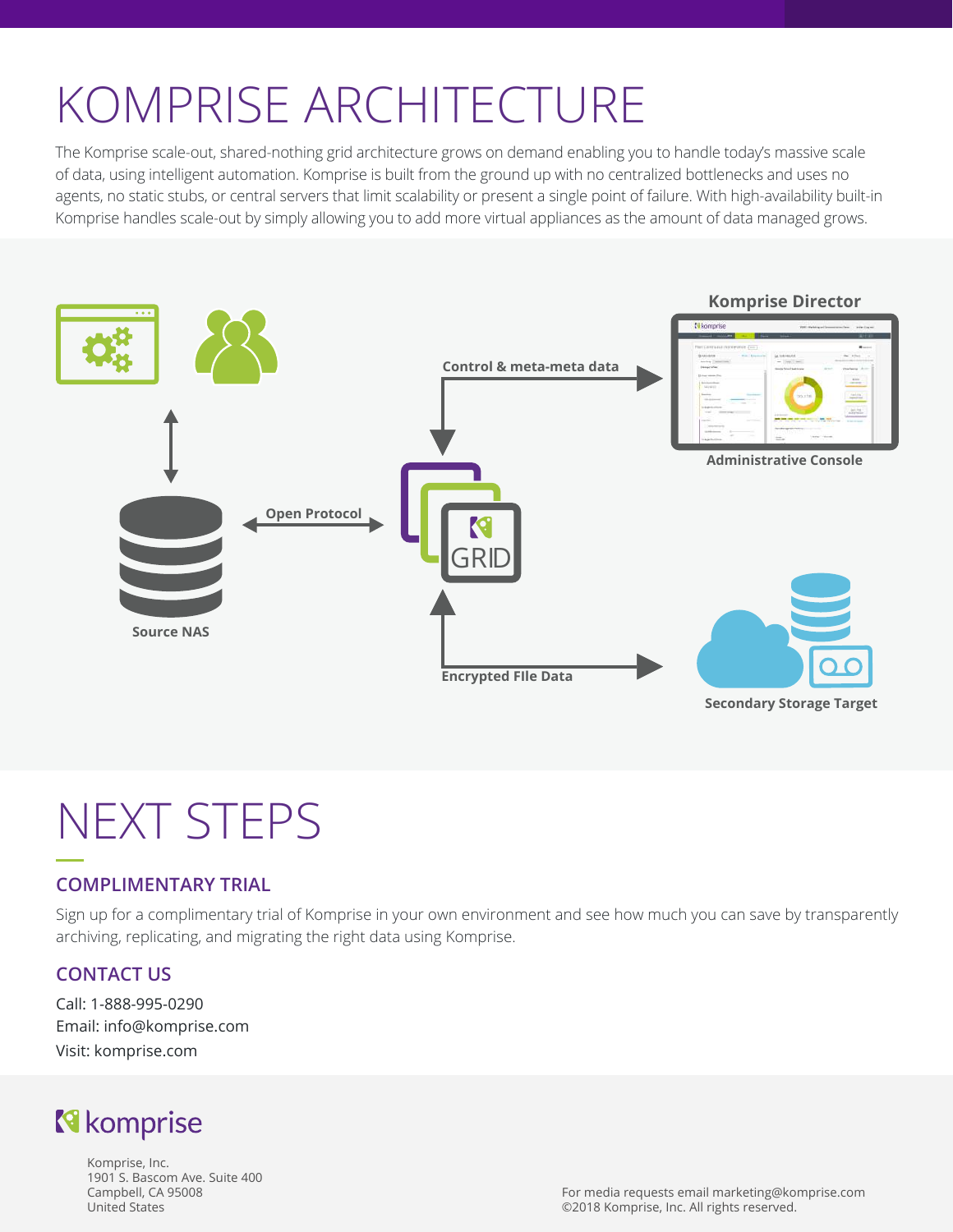# KOMPRISE ARCHITECTURE

The Komprise scale-out, shared-nothing grid architecture grows on demand enabling you to handle today's massive scale of data, using intelligent automation. Komprise is built from the ground up with no centralized bottlenecks and uses no agents, no static stubs, or central servers that limit scalability or present a single point of failure. With high-availability built-in Komprise handles scale-out by simply allowing you to add more virtual appliances as the amount of data managed grows.

Komprise Director

Control & meta-meta data

Administrative Console

Open Protocol

GRID

Source NAS

Encrypted FIle Data

Secondary Storage Target

# NEXT STEPS

## COMPLIMENTARY TRIAL

Sign up for a complimentary trial of Komprise in your own environment and see how much you can save by transparently archiving, replicating, and migrating the right data using Komprise.

## CONTACT US

Call: 1-888-995-0290
Email: info@komprise.com
Visit: komprise.com

komprise

Komprise, Inc.
1901 S. Bascom Ave. Suite 400
Campbell, CA 95008
United States

For media requests email marketing@komprise.com
©2018 Komprise, Inc. All rights reserved.